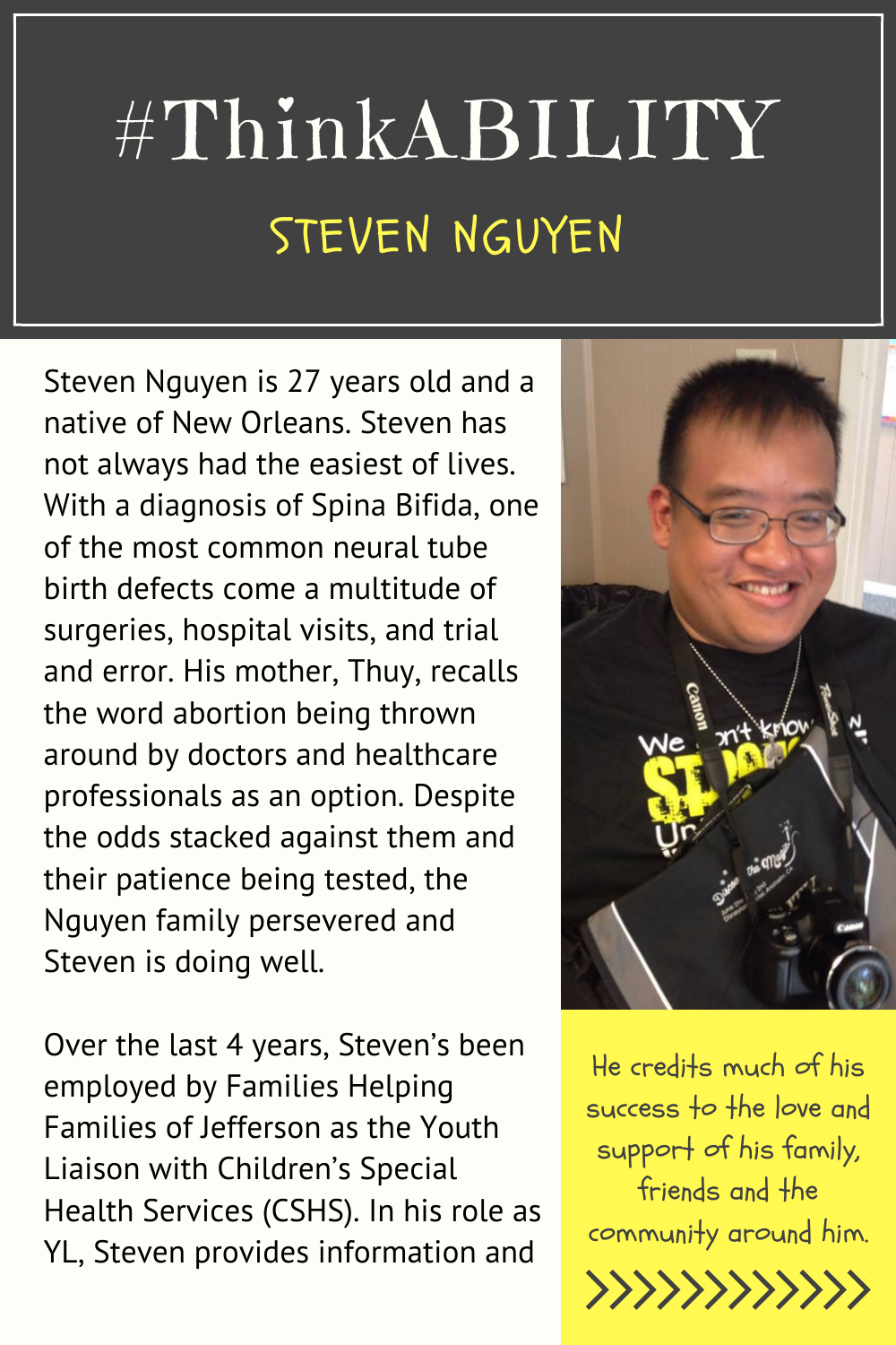# #ThinkABILITY

## STEVEN NGUYEN

Steven Nguyen is 27 years old and a native of New Orleans. Steven has not always had the easiest of lives. With a diagnosis of Spina Bifida, one of the most common neural tube birth defects come a multitude of surgeries, hospital visits, and trial and error. His mother, Thuy, recalls the word abortion being thrown around by doctors and healthcare professionals as an option. Despite the odds stacked against them and their patience being tested, the Nguyen family persevered and Steven is doing well.

Over the last 4 years, Steven's been employed by Families Helping Families of Jefferson as the Youth Liaison with Children's Special Health Services (CSHS). In his role as YL, Steven provides information and

He credits much of his success to the love and support of his family, friends and the community around him.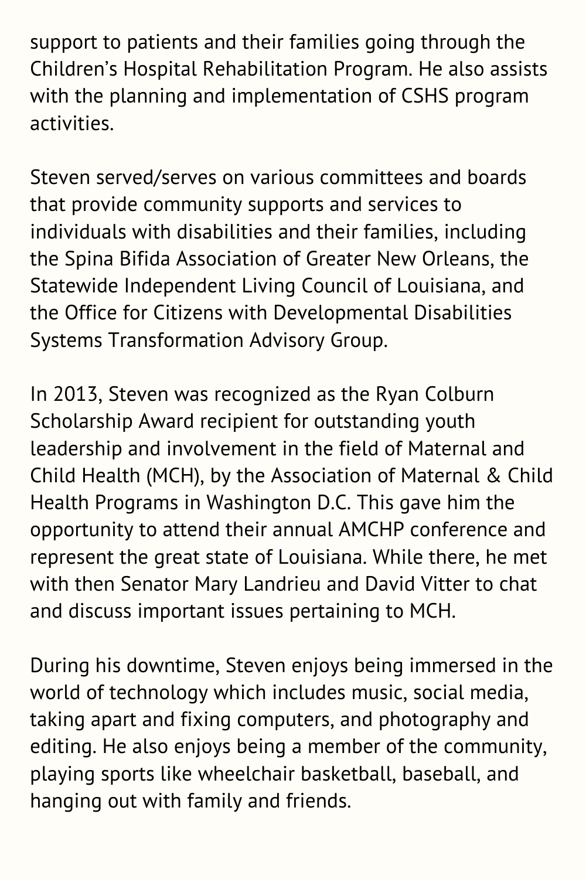support to patients and their families going through the Children's Hospital Rehabilitation Program. He also assists with the planning and implementation of CSHS program activities.

Steven served/serves on various committees and boards that provide community supports and services to individuals with disabilities and their families, including the Spina Bifida Association of Greater New Orleans, the Statewide Independent Living Council of Louisiana, and the Office for Citizens with Developmental Disabilities Systems Transformation Advisory Group.

In 2013, Steven was recognized as the Ryan Colburn Scholarship Award recipient for outstanding youth leadership and involvement in the field of Maternal and Child Health (MCH), by the Association of Maternal & Child Health Programs in Washington D.C. This gave him the opportunity to attend their annual AMCHP conference and represent the great state of Louisiana. While there, he met with then Senator Mary Landrieu and David Vitter to chat and discuss important issues pertaining to MCH.

During his downtime, Steven enjoys being immersed in the world of technology which includes music, social media, taking apart and fixing computers, and photography and editing. He also enjoys being a member of the community, playing sports like wheelchair basketball, baseball, and hanging out with family and friends.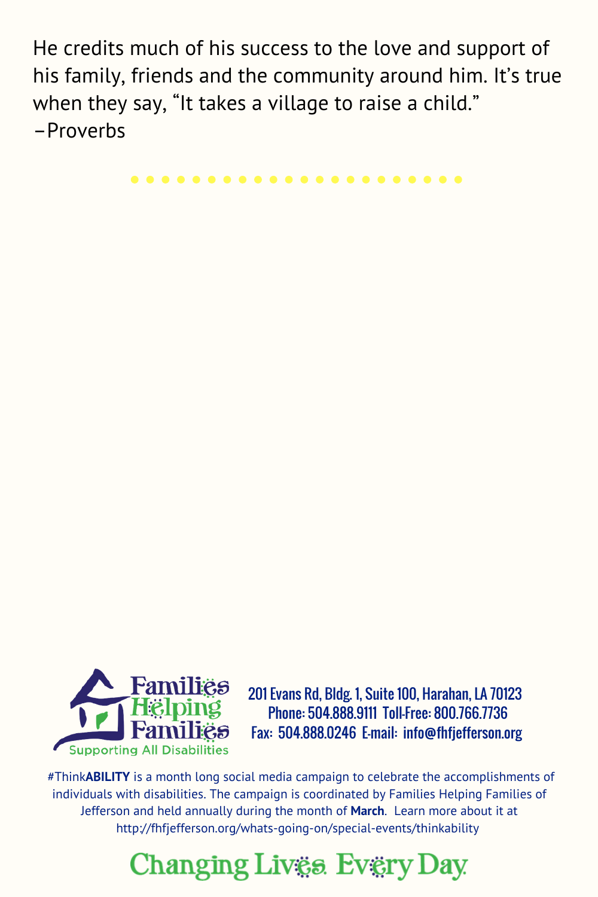He credits much of his success to the love and support of his family, friends and the community around him. It's true when they say, "It takes a village to raise a child." –Proverbs

Families Helping Families
Supporting All Disabilities

201 Evans Rd, Bldg. 1, Suite 100, Harahan, LA 70123
Phone: 504.888.9111 Toll-Free: 800.766.7736
Fax: 504.888.0246 E-mail: info@fhfjefferson.org

#Think**ABILITY** is a month long social media campaign to celebrate the accomplishments of individuals with disabilities. The campaign is coordinated by Families Helping Families of Jefferson and held annually during the month of **March**. Learn more about it at http://fhfjefferson.org/whats-going-on/special-events/thinkability

Changing Lives. Every Day.